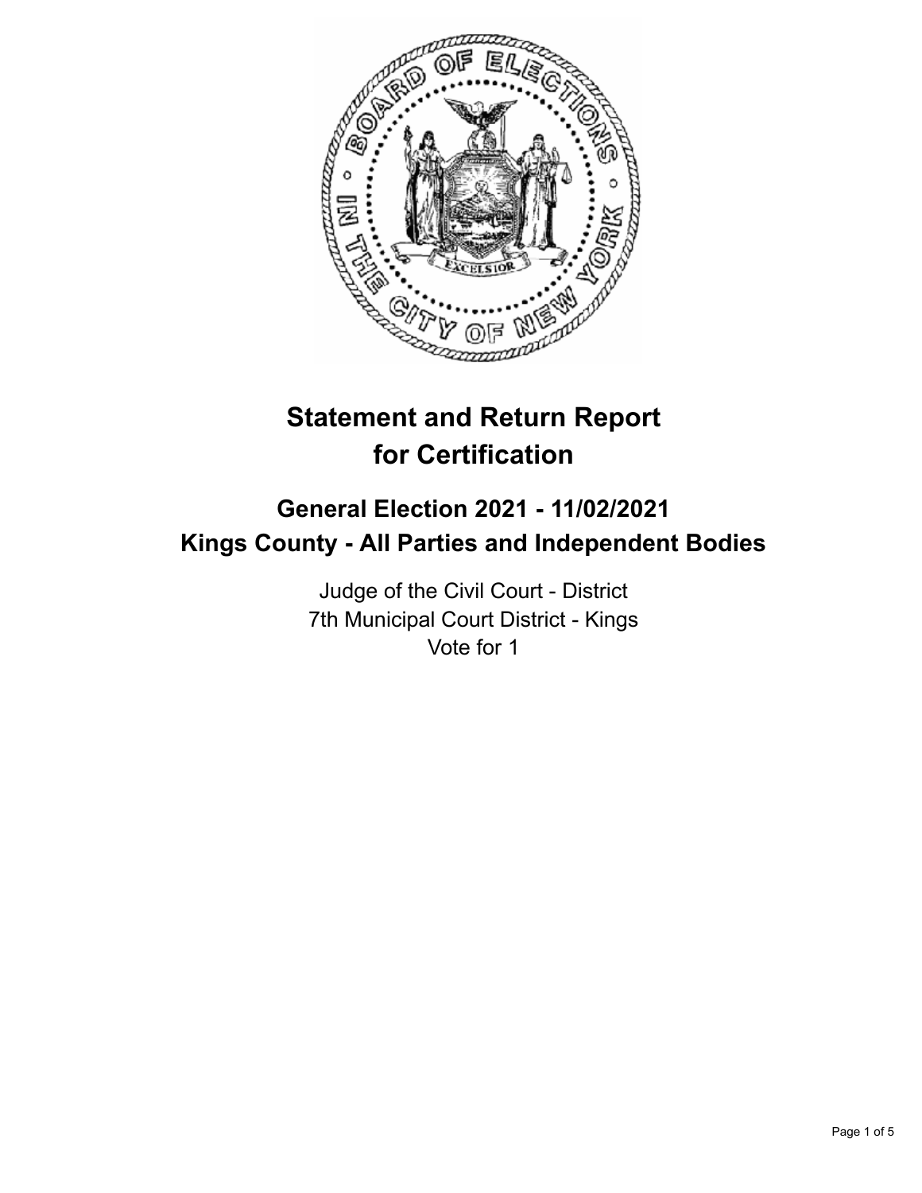# Statement and Return Report for Certification

## General Election 2021 - 11/02/2021
## Kings County - All Parties and Independent Bodies

Judge of the Civil Court - District
7th Municipal Court District - Kings
Vote for 1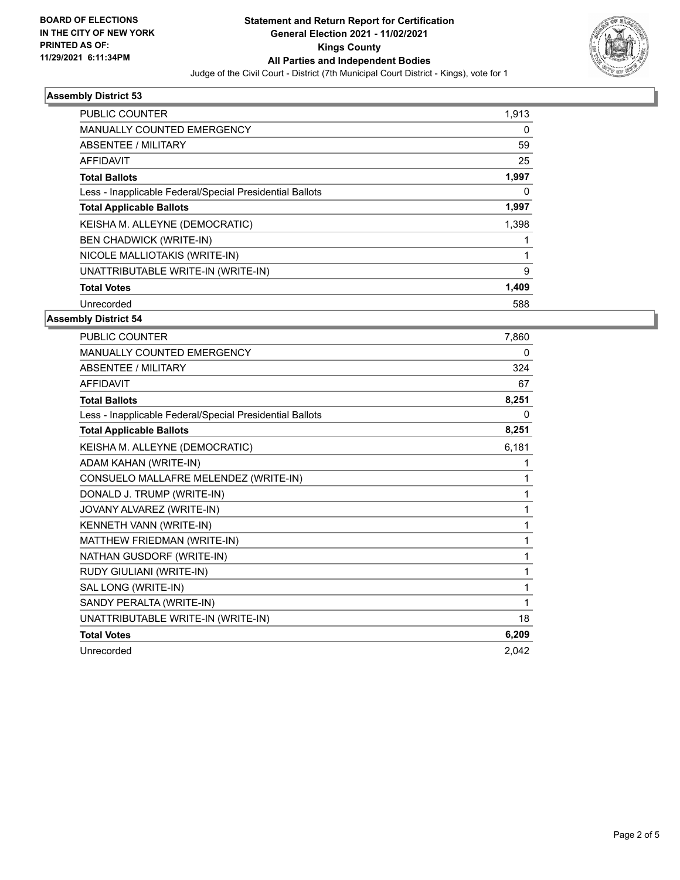**BOARD OF ELECTIONS IN THE CITY OF NEW YORK PRINTED AS OF: 11/29/2021 6:11:34PM**

# Statement and Return Report for Certification
## General Election 2021 - 11/02/2021
## Kings County
## All Parties and Independent Bodies

Judge of the Civil Court - District (7th Municipal Court District - Kings), vote for 1

### Assembly District 53

| | |
|---|---|
| PUBLIC COUNTER | 1,913 |
| MANUALLY COUNTED EMERGENCY | 0 |
| ABSENTEE / MILITARY | 59 |
| AFFIDAVIT | 25 |
| **Total Ballots** | **1,997** |
| Less - Inapplicable Federal/Special Presidential Ballots | 0 |
| **Total Applicable Ballots** | **1,997** |
| KEISHA M. ALLEYNE (DEMOCRATIC) | 1,398 |
| BEN CHADWICK (WRITE-IN) | 1 |
| NICOLE MALLIOTAKIS (WRITE-IN) | 1 |
| UNATTRIBUTABLE WRITE-IN (WRITE-IN) | 9 |
| **Total Votes** | **1,409** |
| Unrecorded | 588 |

### Assembly District 54

| | |
|---|---|
| PUBLIC COUNTER | 7,860 |
| MANUALLY COUNTED EMERGENCY | 0 |
| ABSENTEE / MILITARY | 324 |
| AFFIDAVIT | 67 |
| **Total Ballots** | **8,251** |
| Less - Inapplicable Federal/Special Presidential Ballots | 0 |
| **Total Applicable Ballots** | **8,251** |
| KEISHA M. ALLEYNE (DEMOCRATIC) | 6,181 |
| ADAM KAHAN (WRITE-IN) | 1 |
| CONSUELO MALLAFRE MELENDEZ (WRITE-IN) | 1 |
| DONALD J. TRUMP (WRITE-IN) | 1 |
| JOVANY ALVAREZ (WRITE-IN) | 1 |
| KENNETH VANN (WRITE-IN) | 1 |
| MATTHEW FRIEDMAN (WRITE-IN) | 1 |
| NATHAN GUSDORF (WRITE-IN) | 1 |
| RUDY GIULIANI (WRITE-IN) | 1 |
| SAL LONG (WRITE-IN) | 1 |
| SANDY PERALTA (WRITE-IN) | 1 |
| UNATTRIBUTABLE WRITE-IN (WRITE-IN) | 18 |
| **Total Votes** | **6,209** |
| Unrecorded | 2,042 |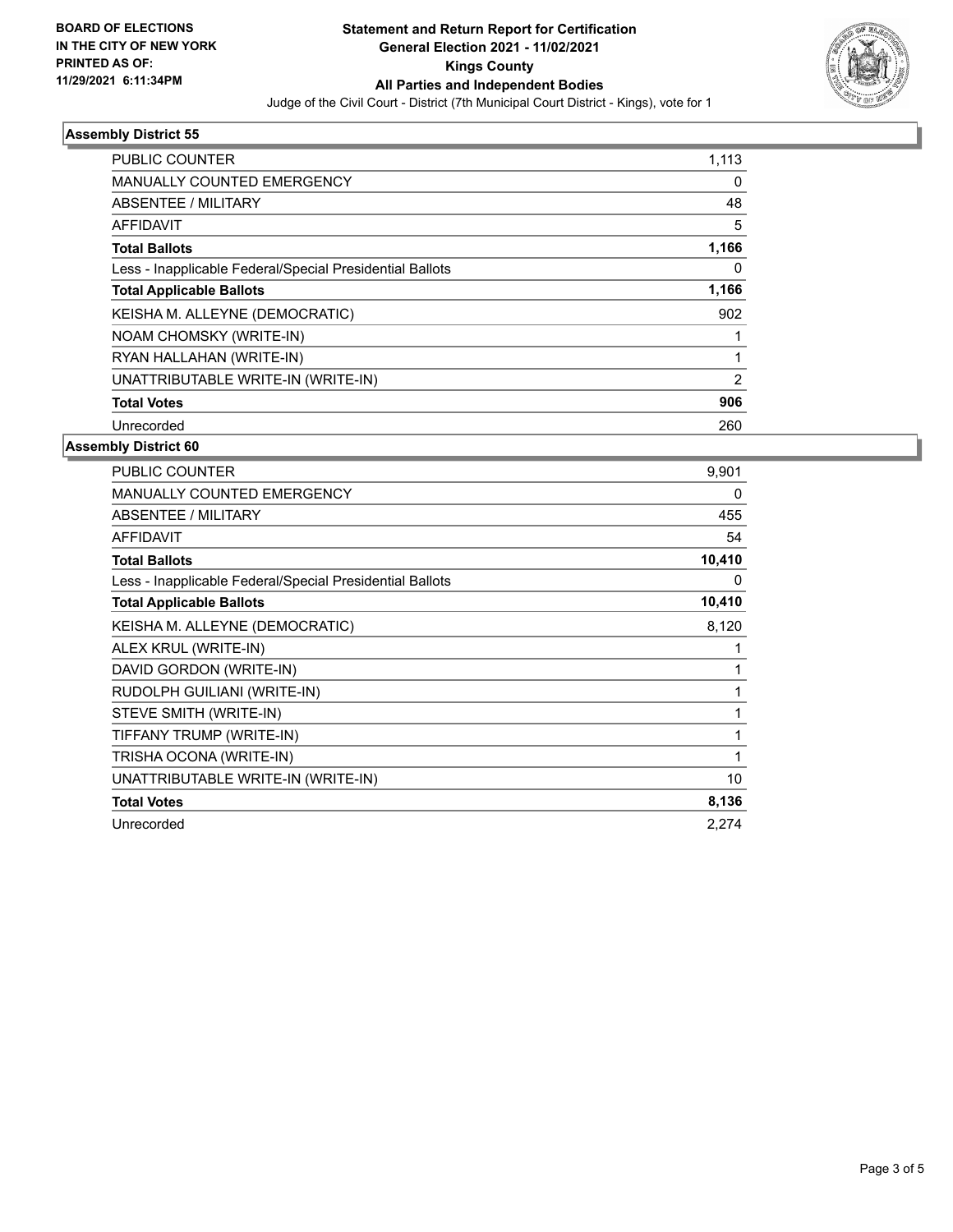**BOARD OF ELECTIONS IN THE CITY OF NEW YORK PRINTED AS OF: 11/29/2021 6:11:34PM**

# Statement and Return Report for Certification
## General Election 2021 - 11/02/2021
## Kings County
## All Parties and Independent Bodies

Judge of the Civil Court - District (7th Municipal Court District - Kings), vote for 1

### Assembly District 55

| | |
|---|---|
| PUBLIC COUNTER | 1,113 |
| MANUALLY COUNTED EMERGENCY | 0 |
| ABSENTEE / MILITARY | 48 |
| AFFIDAVIT | 5 |
| **Total Ballots** | **1,166** |
| Less - Inapplicable Federal/Special Presidential Ballots | 0 |
| **Total Applicable Ballots** | **1,166** |
| KEISHA M. ALLEYNE (DEMOCRATIC) | 902 |
| NOAM CHOMSKY (WRITE-IN) | 1 |
| RYAN HALLAHAN (WRITE-IN) | 1 |
| UNATTRIBUTABLE WRITE-IN (WRITE-IN) | 2 |
| **Total Votes** | **906** |
| Unrecorded | 260 |

### Assembly District 60

| | |
|---|---|
| PUBLIC COUNTER | 9,901 |
| MANUALLY COUNTED EMERGENCY | 0 |
| ABSENTEE / MILITARY | 455 |
| AFFIDAVIT | 54 |
| **Total Ballots** | **10,410** |
| Less - Inapplicable Federal/Special Presidential Ballots | 0 |
| **Total Applicable Ballots** | **10,410** |
| KEISHA M. ALLEYNE (DEMOCRATIC) | 8,120 |
| ALEX KRUL (WRITE-IN) | 1 |
| DAVID GORDON (WRITE-IN) | 1 |
| RUDOLPH GUILIANI (WRITE-IN) | 1 |
| STEVE SMITH (WRITE-IN) | 1 |
| TIFFANY TRUMP (WRITE-IN) | 1 |
| TRISHA OCONA (WRITE-IN) | 1 |
| UNATTRIBUTABLE WRITE-IN (WRITE-IN) | 10 |
| **Total Votes** | **8,136** |
| Unrecorded | 2,274 |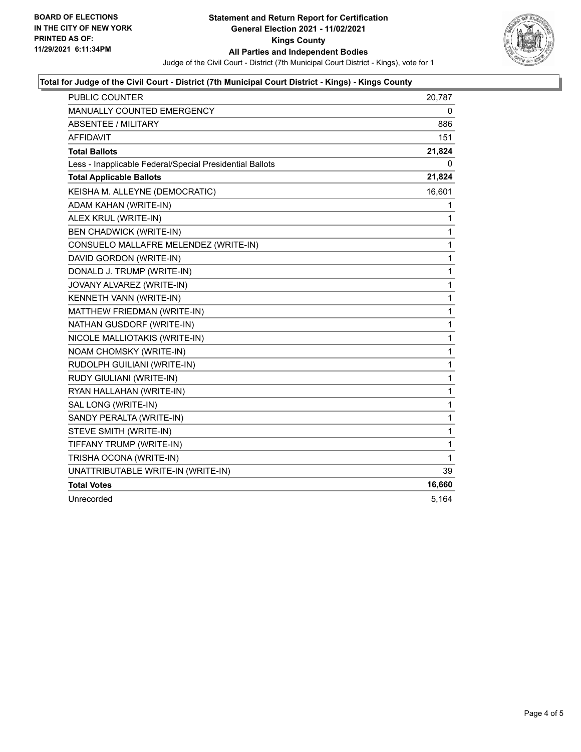**BOARD OF ELECTIONS IN THE CITY OF NEW YORK PRINTED AS OF: 11/29/2021 6:11:34PM**

**Statement and Return Report for Certification General Election 2021 - 11/02/2021 Kings County All Parties and Independent Bodies**

Judge of the Civil Court - District (7th Municipal Court District - Kings), vote for 1

### Total for Judge of the Civil Court - District (7th Municipal Court District - Kings) - Kings County

| | |
|---|---|
| PUBLIC COUNTER | 20,787 |
| MANUALLY COUNTED EMERGENCY | 0 |
| ABSENTEE / MILITARY | 886 |
| AFFIDAVIT | 151 |
| **Total Ballots** | **21,824** |
| Less - Inapplicable Federal/Special Presidential Ballots | 0 |
| **Total Applicable Ballots** | **21,824** |
| KEISHA M. ALLEYNE (DEMOCRATIC) | 16,601 |
| ADAM KAHAN (WRITE-IN) | 1 |
| ALEX KRUL (WRITE-IN) | 1 |
| BEN CHADWICK (WRITE-IN) | 1 |
| CONSUELO MALLAFRE MELENDEZ (WRITE-IN) | 1 |
| DAVID GORDON (WRITE-IN) | 1 |
| DONALD J. TRUMP (WRITE-IN) | 1 |
| JOVANY ALVAREZ (WRITE-IN) | 1 |
| KENNETH VANN (WRITE-IN) | 1 |
| MATTHEW FRIEDMAN (WRITE-IN) | 1 |
| NATHAN GUSDORF (WRITE-IN) | 1 |
| NICOLE MALLIOTAKIS (WRITE-IN) | 1 |
| NOAM CHOMSKY (WRITE-IN) | 1 |
| RUDOLPH GUILIANI (WRITE-IN) | 1 |
| RUDY GIULIANI (WRITE-IN) | 1 |
| RYAN HALLAHAN (WRITE-IN) | 1 |
| SAL LONG (WRITE-IN) | 1 |
| SANDY PERALTA (WRITE-IN) | 1 |
| STEVE SMITH (WRITE-IN) | 1 |
| TIFFANY TRUMP (WRITE-IN) | 1 |
| TRISHA OCONA (WRITE-IN) | 1 |
| UNATTRIBUTABLE WRITE-IN (WRITE-IN) | 39 |
| **Total Votes** | **16,660** |
| Unrecorded | 5,164 |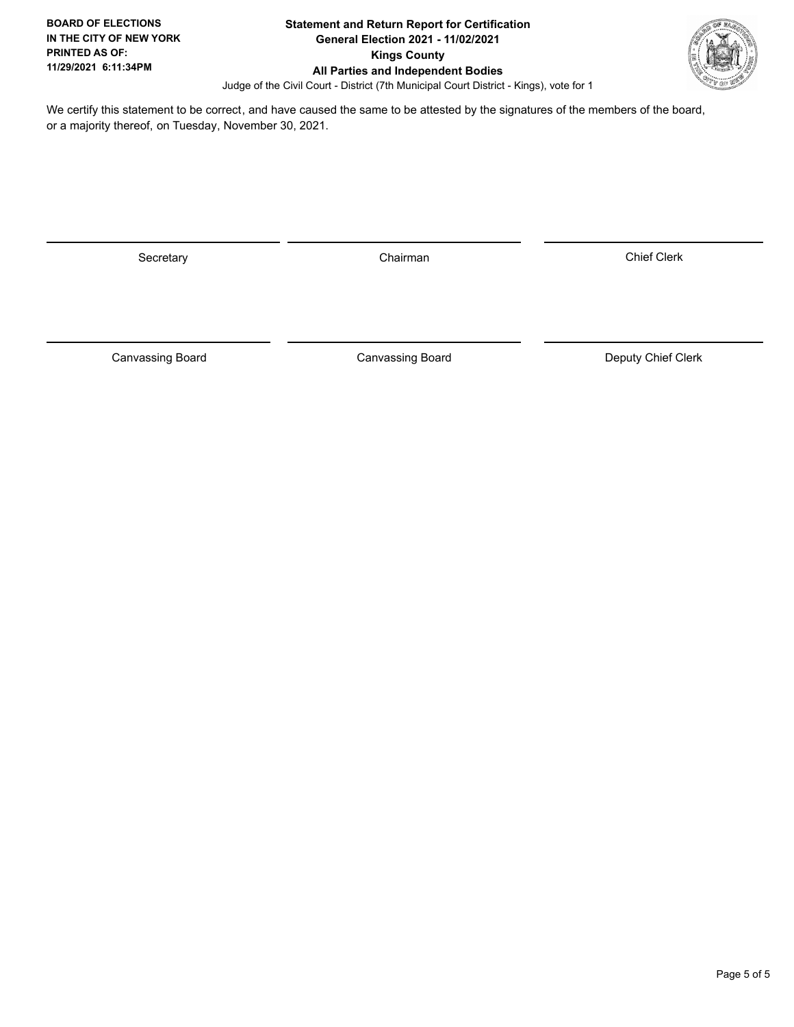**BOARD OF ELECTIONS**
**IN THE CITY OF NEW YORK**
**PRINTED AS OF:**
**11/29/2021 6:11:34PM**

**Statement and Return Report for Certification**
**General Election 2021 - 11/02/2021**
**Kings County**
**All Parties and Independent Bodies**
Judge of the Civil Court - District (7th Municipal Court District - Kings), vote for 1

We certify this statement to be correct, and have caused the same to be attested by the signatures of the members of the board, or a majority thereof, on Tuesday, November 30, 2021.

| | | |
|---|---|---|
| Secretary | Chairman | Chief Clerk |
| Canvassing Board | Canvassing Board | Deputy Chief Clerk |